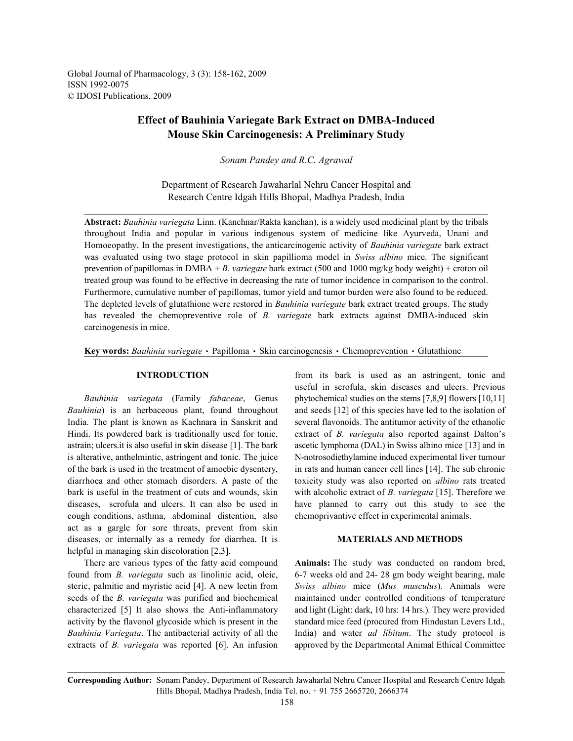# Effect of Bauhinia Variegate Bark Extract on DMBA-Induced Mouse Skin Carcinogenesis: A Preliminary Study

*Sonam Pandey and R.C. Agrawal*

Department of Research Jawaharlal Nehru Cancer Hospital and Research Centre Idgah Hills Bhopal, Madhya Pradesh, India

**Abstract:** *Bauhinia variegata* Linn. (Kanchnar/Rakta kanchan), is a widely used medicinal plant by the tribals throughout India and popular in various indigenous system of medicine like Ayurveda, Unani and Homoeopathy. In the present investigations, the anticarcinogenic activity of *Bauhinia variegate* bark extract was evaluated using two stage protocol in skin papillioma model in *Swiss albino* mice. The significant prevention of papillomas in DMBA + *B. variegate* bark extract (500 and 1000 mg/kg body weight) + croton oil treated group was found to be effective in decreasing the rate of tumor incidence in comparison to the control. Furthermore, cumulative number of papillomas, tumor yield and tumor burden were also found to be reduced. The depleted levels of glutathione were restored in *Bauhinia variegate* bark extract treated groups. The study has revealed the chemopreventive role of *B. variegate* bark extracts against DMBA-induced skin carcinogenesis in mice.

**Key words:** *Bauhinia variegate* • Papilloma • Skin carcinogenesis • Chemoprevention • Glutathione

## INTRODUCTION

*Bauhinia variegata* (Family *fabaceae*, Genus *Bauhinia*) is an herbaceous plant, found throughout India. The plant is known as Kachnara in Sanskrit and Hindi. Its powdered bark is traditionally used for tonic, astrain; ulcers.it is also useful in skin disease [1]. The bark is alterative, anthelmintic, astringent and tonic. The juice of the bark is used in the treatment of amoebic dysentery, diarrhoea and other stomach disorders. A paste of the bark is useful in the treatment of cuts and wounds, skin diseases, scrofula and ulcers. It can also be used in cough conditions, asthma, abdominal distention, also act as a gargle for sore throats, prevent from skin diseases, or internally as a remedy for diarrhea. It is helpful in managing skin discoloration [2,3].

There are various types of the fatty acid compound found from *B. variegata* such as linolinic acid, oleic, steric, palmitic and myristic acid [4]. A new lectin from seeds of the *B. variegata* was purified and biochemical characterized [5] It also shows the Anti-inflammatory activity by the flavonol glycoside which is present in the *Bauhinia Variegata*. The antibacterial activity of all the extracts of *B. variegata* was reported [6]. An infusion from its bark is used as an astringent, tonic and useful in scrofula, skin diseases and ulcers. Previous phytochemical studies on the stems [7,8,9] flowers [10,11] and seeds [12] of this species have led to the isolation of several flavonoids. The antitumor activity of the ethanolic extract of *B. variegata* also reported against Dalton's ascetic lymphoma (DAL) in Swiss albino mice [13] and in N-notrosodiethylamine induced experimental liver tumour in rats and human cancer cell lines [14]. The sub chronic toxicity study was also reported on *albino* rats treated with alcoholic extract of *B. variegata* [15]. Therefore we have planned to carry out this study to see the chemoprivantive effect in experimental animals.

## MATERIALS AND METHODS

**Animals:** The study was conducted on random bred, 6-7 weeks old and 24- 28 gm body weight bearing, male *Swiss albino* mice (*Mus musculus*). Animals were maintained under controlled conditions of temperature and light (Light: dark, 10 hrs: 14 hrs.). They were provided standard mice feed (procured from Hindustan Levers Ltd., India) and water *ad libitum*. The study protocol is approved by the Departmental Animal Ethical Committee

**Corresponding Author:** Sonam Pandey, Department of Research Jawaharlal Nehru Cancer Hospital and Research Centre Idgah Hills Bhopal, Madhya Pradesh, India Tel. no. + 91 755 2665720, 2666374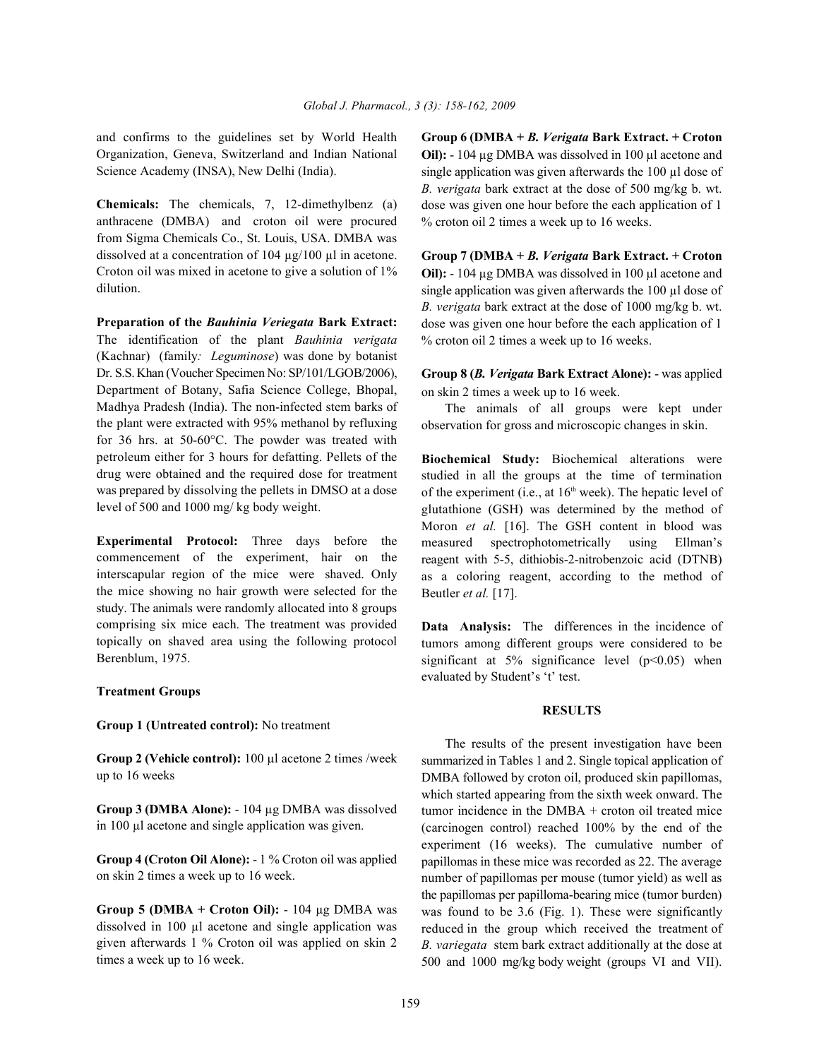and confirms to the guidelines set by World Health Organization, Geneva, Switzerland and Indian National Science Academy (INSA), New Delhi (India).

**Chemicals:** The chemicals, 7, 12-dimethylbenz (a) anthracene (DMBA) and croton oil were procured from Sigma Chemicals Co., St. Louis, USA. DMBA was dissolved at a concentration of 104 µg/100 µl in acetone. Croton oil was mixed in acetone to give a solution of 1% dilution.

**Preparation of the *Bauhinia Veriegata* Bark Extract:** The identification of the plant *Bauhinia verigata* (Kachnar) (family*: Leguminose*) was done by botanist Dr. S.S. Khan (Voucher Specimen No: SP/101/LGOB/2006), Department of Botany, Safia Science College, Bhopal, Madhya Pradesh (India). The non-infected stem barks of the plant were extracted with 95% methanol by refluxing for 36 hrs. at 50-60°C. The powder was treated with petroleum either for 3 hours for defatting. Pellets of the drug were obtained and the required dose for treatment was prepared by dissolving the pellets in DMSO at a dose level of 500 and 1000 mg/ kg body weight.

**Experimental Protocol:** Three days before the commencement of the experiment, hair on the interscapular region of the mice were shaved. Only the mice showing no hair growth were selected for the study. The animals were randomly allocated into 8 groups comprising six mice each. The treatment was provided topically on shaved area using the following protocol Berenblum, 1975.

**Treatment Groups**

**Group 1 (Untreated control):** No treatment

**Group 2 (Vehicle control):** 100 µl acetone 2 times /week up to 16 weeks

**Group 3 (DMBA Alone):** - 104 µg DMBA was dissolved in 100 µl acetone and single application was given.

**Group 4 (Croton Oil Alone):** - 1 % Croton oil was applied on skin 2 times a week up to 16 week.

**Group 5 (DMBA + Croton Oil):** - 104 µg DMBA was dissolved in 100 µl acetone and single application was given afterwards 1 % Croton oil was applied on skin 2 times a week up to 16 week.

**Group 6 (DMBA + *B. Verigata* Bark Extract. + Croton Oil):** - 104 µg DMBA was dissolved in 100 µl acetone and single application was given afterwards the 100 µl dose of *B. verigata* bark extract at the dose of 500 mg/kg b. wt. dose was given one hour before the each application of 1 % croton oil 2 times a week up to 16 weeks.

**Group 7 (DMBA + *B. Verigata* Bark Extract. + Croton Oil):** - 104 µg DMBA was dissolved in 100 µl acetone and single application was given afterwards the 100 µl dose of *B. verigata* bark extract at the dose of 1000 mg/kg b. wt. dose was given one hour before the each application of 1 % croton oil 2 times a week up to 16 weeks.

**Group 8 (*B. Verigata* Bark Extract Alone):** - was applied on skin 2 times a week up to 16 week.

The animals of all groups were kept under observation for gross and microscopic changes in skin.

**Biochemical Study:** Biochemical alterations were studied in all the groups at the time of termination of the experiment (i.e., at 16th week). The hepatic level of glutathione (GSH) was determined by the method of Moron *et al.* [16]. The GSH content in blood was measured spectrophotometrically using Ellman's reagent with 5-5, dithiobis-2-nitrobenzoic acid (DTNB) as a coloring reagent, according to the method of Beutler *et al.* [17].

**Data Analysis:** The differences in the incidence of tumors among different groups were considered to be significant at 5% significance level ($p<0.05$) when evaluated by Student's 't' test.

## RESULTS

The results of the present investigation have been summarized in Tables 1 and 2. Single topical application of DMBA followed by croton oil, produced skin papillomas, which started appearing from the sixth week onward. The tumor incidence in the DMBA + croton oil treated mice (carcinogen control) reached 100% by the end of the experiment (16 weeks). The cumulative number of papillomas in these mice was recorded as 22. The average number of papillomas per mouse (tumor yield) as well as the papillomas per papilloma-bearing mice (tumor burden) was found to be 3.6 (Fig. 1). These were significantly reduced in the group which received the treatment of *B. variegata* stem bark extract additionally at the dose at 500 and 1000 mg/kg body weight (groups VI and VII).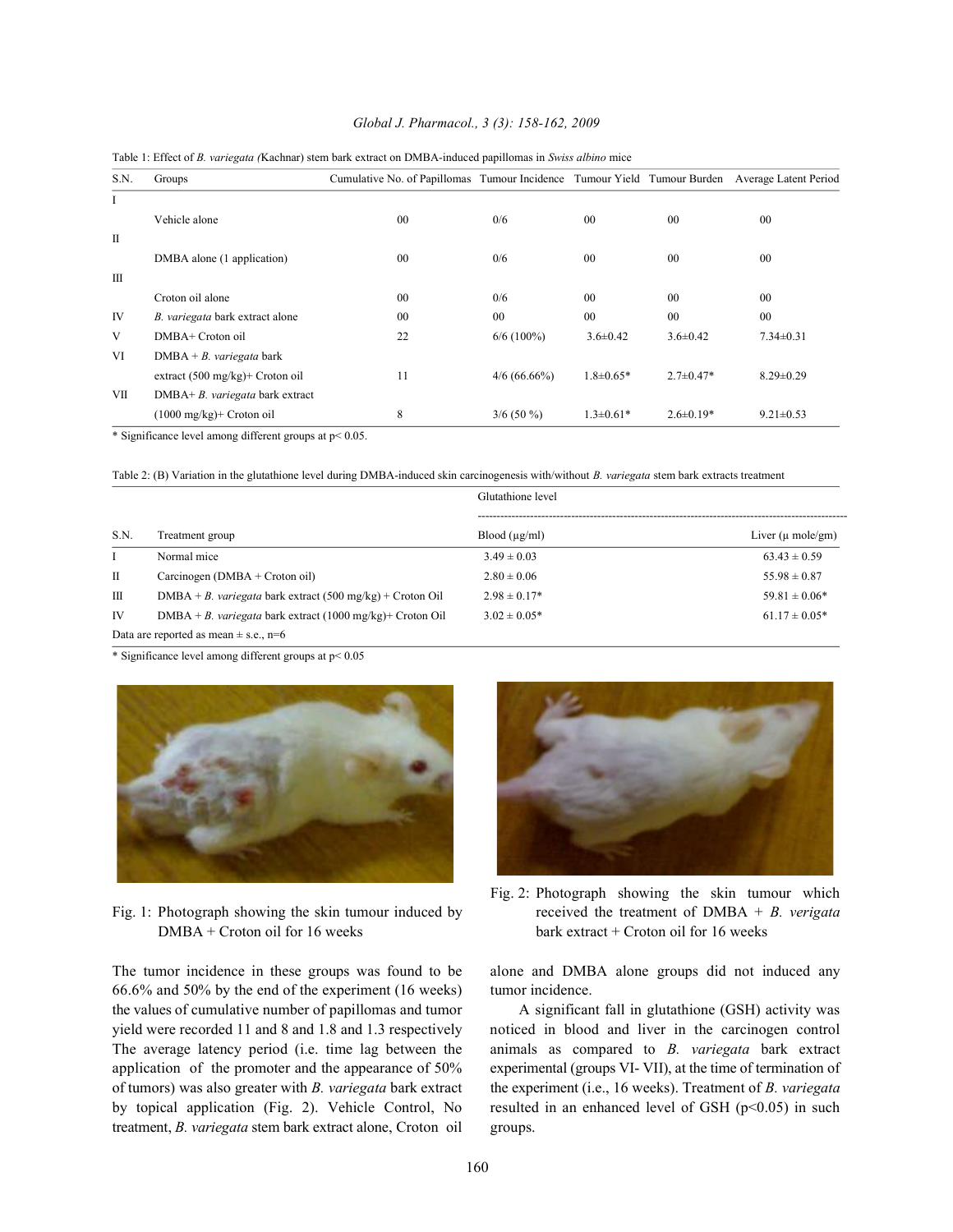Table 1: Effect of *B. variegata (*Kachnar) stem bark extract on DMBA-induced papillomas in *Swiss albino* mice

| S.N. | Groups | Cumulative No. of Papillomas | Tumour Incidence | Tumour Yield | Tumour Burden | Average Latent Period |
|---|---|---|---|---|---|---|
| I | Vehicle alone | 00 | 0/6 | 00 | 00 | 00 |
| II | DMBA alone (1 application) | 00 | 0/6 | 00 | 00 | 00 |
| III | Croton oil alone | 00 | 0/6 | 00 | 00 | 00 |
| IV | *B. variegata* bark extract alone | 00 | 00 | 00 | 00 | 00 |
| V | DMBA+ Croton oil | 22 | 6/6 (100%) | 3.6±0.42 | 3.6±0.42 | 7.34±0.31 |
| VI | DMBA + *B. variegata* bark extract (500 mg/kg)+ Croton oil | 11 | 4/6 (66.66%) | 1.8±0.65* | 2.7±0.47* | 8.29±0.29 |
| VII | DMBA+ *B. variegata* bark extract (1000 mg/kg)+ Croton oil | 8 | 3/6 (50 %) | 1.3±0.61* | 2.6±0.19* | 9.21±0.53 |

\* Significance level among different groups at $p < 0.05$.

Table 2: (B) Variation in the glutathione level during DMBA-induced skin carcinogenesis with/without *B. variegata* stem bark extracts treatment

| S.N. | Treatment group | Glutathione level | |
|---|---|---|---|
| | | Blood (µg/ml) | Liver (µ mole/gm) |
| I | Normal mice | 3.49 ± 0.03 | 63.43 ± 0.59 |
| II | Carcinogen (DMBA + Croton oil) | 2.80 ± 0.06 | 55.98 ± 0.87 |
| III | DMBA + *B. variegata* bark extract (500 mg/kg) + Croton Oil | 2.98 ± 0.17* | 59.81 ± 0.06* |
| IV | DMBA + *B. variegata* bark extract (1000 mg/kg)+ Croton Oil | 3.02 ± 0.05* | 61.17 ± 0.05* |

Data are reported as mean ± s.e., n=6

\* Significance level among different groups at $p < 0.05$

Fig. 1: Photograph showing the skin tumour induced by DMBA + Croton oil for 16 weeks

Fig. 2: Photograph showing the skin tumour which received the treatment of DMBA + *B. verigata* bark extract + Croton oil for 16 weeks

The tumor incidence in these groups was found to be 66.6% and 50% by the end of the experiment (16 weeks) the values of cumulative number of papillomas and tumor yield were recorded 11 and 8 and 1.8 and 1.3 respectively The average latency period (i.e. time lag between the application of the promoter and the appearance of 50% of tumors) was also greater with *B. variegata* bark extract by topical application (Fig. 2). Vehicle Control, No treatment, *B. variegata* stem bark extract alone, Croton oil alone and DMBA alone groups did not induced any tumor incidence.

A significant fall in glutathione (GSH) activity was noticed in blood and liver in the carcinogen control animals as compared to *B. variegata* bark extract experimental (groups VI- VII), at the time of termination of the experiment (i.e., 16 weeks). Treatment of *B. variegata* resulted in an enhanced level of GSH ($p<0.05$) in such groups.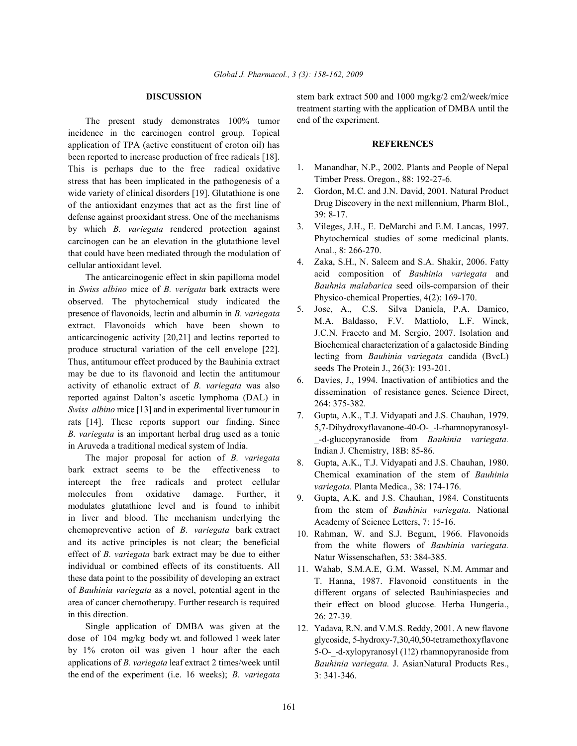## DISCUSSION

The present study demonstrates 100% tumor incidence in the carcinogen control group. Topical application of TPA (active constituent of croton oil) has been reported to increase production of free radicals [18]. This is perhaps due to the free radical oxidative stress that has been implicated in the pathogenesis of a wide variety of clinical disorders [19]. Glutathione is one of the antioxidant enzymes that act as the first line of defense against prooxidant stress. One of the mechanisms by which *B. variegata* rendered protection against carcinogen can be an elevation in the glutathione level that could have been mediated through the modulation of cellular antioxidant level.

The anticarcinogenic effect in skin papilloma model in *Swiss albino* mice of *B. verigata* bark extracts were observed. The phytochemical study indicated the presence of flavonoids, lectin and albumin in *B. variegata* extract. Flavonoids which have been shown to anticarcinogenic activity [20,21] and lectins reported to produce structural variation of the cell envelope [22]. Thus, antitumour effect produced by the Bauhinia extract may be due to its flavonoid and lectin the antitumour activity of ethanolic extract of *B. variegata* was also reported against Dalton's ascetic lymphoma (DAL) in *Swiss albino* mice [13] and in experimental liver tumour in rats [14]. These reports support our finding. Since *B. variegata* is an important herbal drug used as a tonic in Aruveda a traditional medical system of India.

The major proposal for action of *B. variegata* bark extract seems to be the effectiveness to intercept the free radicals and protect cellular molecules from oxidative damage. Further, it modulates glutathione level and is found to inhibit in liver and blood. The mechanism underlying the chemopreventive action of *B. variegata* bark extract and its active principles is not clear; the beneficial effect of *B. variegata* bark extract may be due to either individual or combined effects of its constituents. All these data point to the possibility of developing an extract of *Bauhinia variegata* as a novel, potential agent in the area of cancer chemotherapy. Further research is required in this direction.

Single application of DMBA was given at the dose of 104 mg/kg body wt. and followed 1 week later by 1% croton oil was given 1 hour after the each applications of *B. variegata* leaf extract 2 times/week until the end of the experiment (i.e. 16 weeks); *B. variegata* stem bark extract 500 and 1000 mg/kg/2 cm2/week/mice treatment starting with the application of DMBA until the end of the experiment.

## REFERENCES

1. Manandhar, N.P., 2002. Plants and People of Nepal Timber Press. Oregon., 88: 192-27-6.
2. Gordon, M.C. and J.N. David, 2001. Natural Product Drug Discovery in the next millennium, Pharm Blol., 39: 8-17.
3. Vileges, J.H., E. DeMarchi and E.M. Lancas, 1997. Phytochemical studies of some medicinal plants. Anal., 8: 266-270.
4. Zaka, S.H., N. Saleem and S.A. Shakir, 2006. Fatty acid composition of *Bauhinia variegata* and *Bauhnia malabarica* seed oils-comparsion of their Physico-chemical Properties, 4(2): 169-170.
5. Jose, A., C.S. Silva Daniela, P.A. Damico, M.A. Baldasso, F.V. Mattiolo, L.F. Winck, J.C.N. Fraceto and M. Sergio, 2007. Isolation and Biochemical characterization of a galactoside Binding lecting from *Bauhinia variegata* candida (BvcL) seeds The Protein J., 26(3): 193-201.
6. Davies, J., 1994. Inactivation of antibiotics and the dissemination of resistance genes. Science Direct, 264: 375-382.
7. Gupta, A.K., T.J. Vidyapati and J.S. Chauhan, 1979. 5,7-Dihydroxyflavanone-40-O-_-l-rhamnopyranosyl-_-d-glucopyranoside from *Bauhinia variegata.* Indian J. Chemistry, 18B: 85-86.
8. Gupta, A.K., T.J. Vidyapati and J.S. Chauhan, 1980. Chemical examination of the stem of *Bauhinia variegata.* Planta Medica., 38: 174-176.
9. Gupta, A.K. and J.S. Chauhan, 1984. Constituents from the stem of *Bauhinia variegata.* National Academy of Science Letters, 7: 15-16.
10. Rahman, W. and S.J. Begum, 1966. Flavonoids from the white flowers of *Bauhinia variegata.* Natur Wissenschaften, 53: 384-385.
11. Wahab, S.M.A.E, G.M. Wassel, N.M. Ammar and T. Hanna, 1987. Flavonoid constituents in the different organs of selected Bauhiniaspecies and their effect on blood glucose. Herba Hungeria., 26: 27-39.
12. Yadava, R.N. and V.M.S. Reddy, 2001. A new flavone glycoside, 5-hydroxy-7,30,40,50-tetramethoxyflavone 5-O-_-d-xylopyranosyl (1!2) rhamnopyranoside from *Bauhinia variegata.* J. AsianNatural Products Res., 3: 341-346.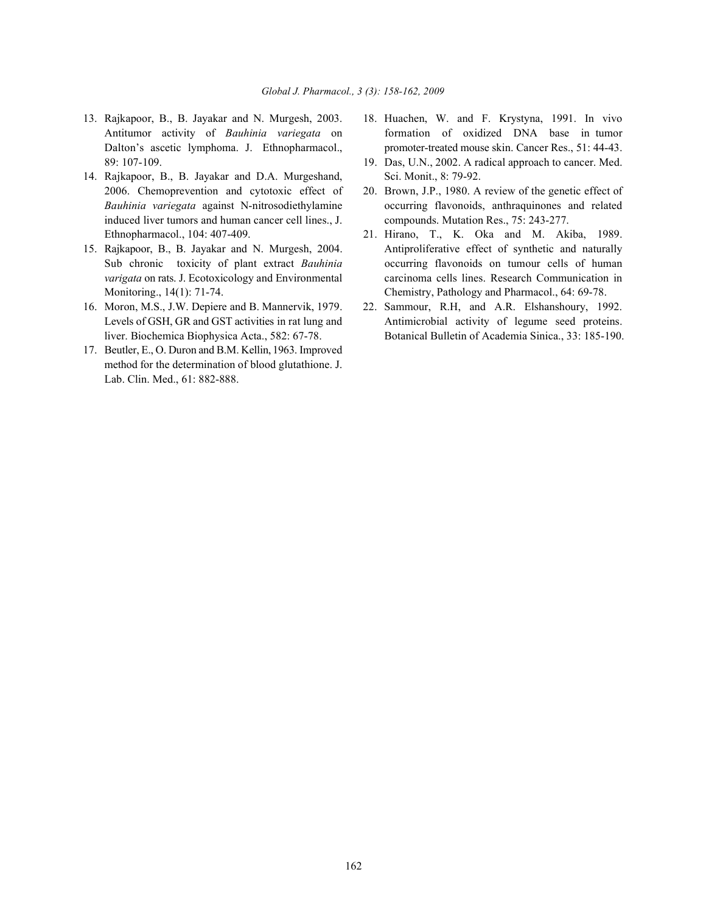13. Rajkapoor, B., B. Jayakar and N. Murgesh, 2003. Antitumor activity of *Bauhinia variegata* on Dalton's ascetic lymphoma. J. Ethnopharmacol., 89: 107-109.
14. Rajkapoor, B., B. Jayakar and D.A. Murgeshand, 2006. Chemoprevention and cytotoxic effect of *Bauhinia variegata* against N-nitrosodiethylamine induced liver tumors and human cancer cell lines., J. Ethnopharmacol., 104: 407-409.
15. Rajkapoor, B., B. Jayakar and N. Murgesh, 2004. Sub chronic toxicity of plant extract *Bauhinia varigata* on rats. J. Ecotoxicology and Environmental Monitoring., 14(1): 71-74.
16. Moron, M.S., J.W. Depiere and B. Mannervik, 1979. Levels of GSH, GR and GST activities in rat lung and liver. Biochemica Biophysica Acta., 582: 67-78.
17. Beutler, E., O. Duron and B.M. Kellin, 1963. Improved method for the determination of blood glutathione. J. Lab. Clin. Med., 61: 882-888.
18. Huachen, W. and F. Krystyna, 1991. In vivo formation of oxidized DNA base in tumor promoter-treated mouse skin. Cancer Res., 51: 44-43.
19. Das, U.N., 2002. A radical approach to cancer. Med. Sci. Monit., 8: 79-92.
20. Brown, J.P., 1980. A review of the genetic effect of occurring flavonoids, anthraquinones and related compounds. Mutation Res., 75: 243-277.
21. Hirano, T., K. Oka and M. Akiba, 1989. Antiproliferative effect of synthetic and naturally occurring flavonoids on tumour cells of human carcinoma cells lines. Research Communication in Chemistry, Pathology and Pharmacol., 64: 69-78.
22. Sammour, R.H, and A.R. Elshanshoury, 1992. Antimicrobial activity of legume seed proteins. Botanical Bulletin of Academia Sinica., 33: 185-190.